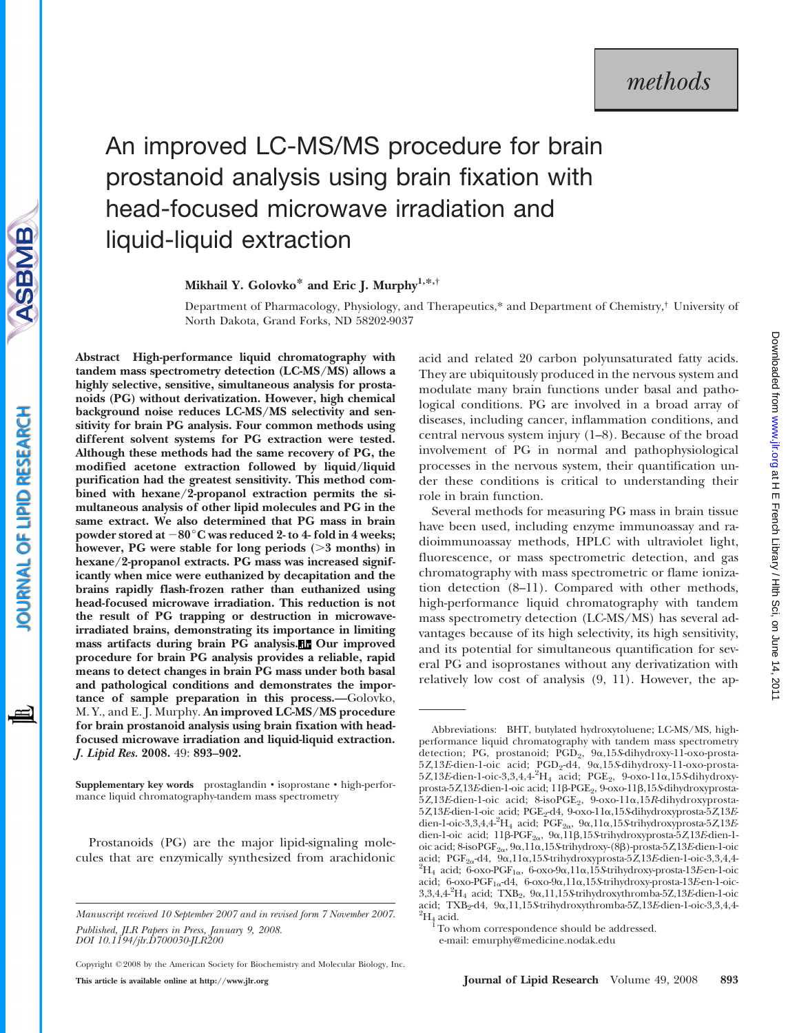methods

# An improved LC-MS/MS procedure for brain prostanoid analysis using brain fixation with head-focused microwave irradiation and liquid-liquid extraction

**Mikhail Y. Golovko*** **and Eric J. Murphy**[1,*,†]

Department of Pharmacology, Physiology, and Therapeutics,* and Department of Chemistry,† University of North Dakota, Grand Forks, ND 58202-9037

**Abstract High-performance liquid chromatography with tandem mass spectrometry detection (LC-MS/MS) allows a highly selective, sensitive, simultaneous analysis for prostanoids (PG) without derivatization. However, high chemical background noise reduces LC-MS/MS selectivity and sensitivity for brain PG analysis. Four common methods using different solvent systems for PG extraction were tested. Although these methods had the same recovery of PG, the modified acetone extraction followed by liquid/liquid purification had the greatest sensitivity. This method combined with hexane/2-propanol extraction permits the simultaneous analysis of other lipid molecules and PG in the same extract. We also determined that PG mass in brain powder stored at −80°C was reduced 2- to 4- fold in 4 weeks; however, PG were stable for long periods (>3 months) in hexane/2-propanol extracts. PG mass was increased significantly when mice were euthanized by decapitation and the brains rapidly flash-frozen rather than euthanized using head-focused microwave irradiation. This reduction is not the result of PG trapping or destruction in microwave-irradiated brains, demonstrating its importance in limiting mass artifacts during brain PG analysis. Our improved procedure for brain PG analysis provides a reliable, rapid means to detect changes in brain PG mass under both basal and pathological conditions and demonstrates the importance of sample preparation in this process.**—Golovko, M. Y., and E. J. Murphy. **An improved LC-MS/MS procedure for brain prostanoid analysis using brain fixation with head-focused microwave irradiation and liquid-liquid extraction.** ***J. Lipid Res.*** **2008.** 49: **893–902.**

**Supplementary key words** prostaglandin • isoprostane • high-performance liquid chromatography-tandem mass spectrometry

Prostanoids (PG) are the major lipid-signaling molecules that are enzymically synthesized from arachidonic acid and related 20 carbon polyunsaturated fatty acids. They are ubiquitously produced in the nervous system and modulate many brain functions under basal and pathological conditions. PG are involved in a broad array of diseases, including cancer, inflammation conditions, and central nervous system injury (1–8). Because of the broad involvement of PG in normal and pathophysiological processes in the nervous system, their quantification under these conditions is critical to understanding their role in brain function.

Several methods for measuring PG mass in brain tissue have been used, including enzyme immunoassay and radioimmunoassay methods, HPLC with ultraviolet light, fluorescence, or mass spectrometric detection, and gas chromatography with mass spectrometric or flame ionization detection (8–11). Compared with other methods, high-performance liquid chromatography with tandem mass spectrometry detection (LC-MS/MS) has several advantages because of its high selectivity, its high sensitivity, and its potential for simultaneous quantification for several PG and isoprostanes without any derivatization with relatively low cost of analysis (9, 11). However, the ap-

Abbreviations: BHT, butylated hydroxytoluene; LC-MS/MS, high-performance liquid chromatography with tandem mass spectrometry detection; PG, prostanoid; $PGD_2$, 9α,15*S*-dihydroxy-11-oxo-prosta-5*Z*,13*E*-dien-1-oic acid; $PGD_2$-d4, 9α,15*S*-dihydroxy-11-oxo-prosta-5*Z*,13*E*-dien-1-oic-3,3,4,4-$^2H_4$ acid; $PGE_2$, 9-oxo-11α,15*S*-dihydroxy-prosta-5*Z*,13*E*-dien-1-oic acid; 11β-$PGE_2$, 9-oxo-11β,15*S*-dihydroxyprosta-5*Z*,13*E*-dien-1-oic acid; 8-iso$PGE_2$, 9-oxo-11α,15*R*-dihydroxyprosta-5*Z*,13*E*-dien-1-oic acid; $PGE_2$-d4, 9-oxo-11α,15*S*-dihydroxyprosta-5*Z*,13*E*-dien-1-oic-3,3,4,4-$^2H_4$ acid; $PGF_{2\alpha}$, 9α,11α,15*S*-trihydroxyprosta-5*Z*,13*E*-dien-1-oic acid; 11β-$PGF_{2\alpha}$, 9α,11β,15*S*-trihydroxyprosta-5*Z*,13*E*-dien-1-oic acid; 8-iso$PGF_{2\alpha}$, 9α,11α,15*S*-trihydroxy-(8β)-prosta-5*Z*,13*E*-dien-1-oic acid; $PGF_{2\alpha}$-d4, 9α,11α,15*S*-trihydroxyprosta-5*Z*,13*E*-dien-1-oic-3,3,4,4-$^2H_4$ acid; 6-oxo-$PGF_{1\alpha}$, 6-oxo-9α,11α,15*S*-trihydroxy-prosta-13*E*-en-1-oic acid; 6-oxo-$PGF_{1\alpha}$-d4, 6-oxo-9α,11α,15*S*-trihydroxy-prosta-13*E*-en-1-oic-3,3,4,4-$^2H_4$ acid; $TXB_2$, 9α,11,15*S*-trihydroxythromba-5*Z*,13*E*-dien-1-oic acid; $TXB_2$-d4, 9α,11,15*S*-trihydroxythromba-5*Z*,13*E*-dien-1-oic-3,3,4,4-$^2H_4$ acid.

[1] To whom correspondence should be addressed.
e-mail: emurphy@medicine.nodak.edu

*Manuscript received 10 September 2007 and in revised form 7 November 2007.*

*Published, JLR Papers in Press, January 9, 2008.*
*DOI 10.1194/jlr.D700030-JLR200*

Copyright © 2008 by the American Society for Biochemistry and Molecular Biology, Inc.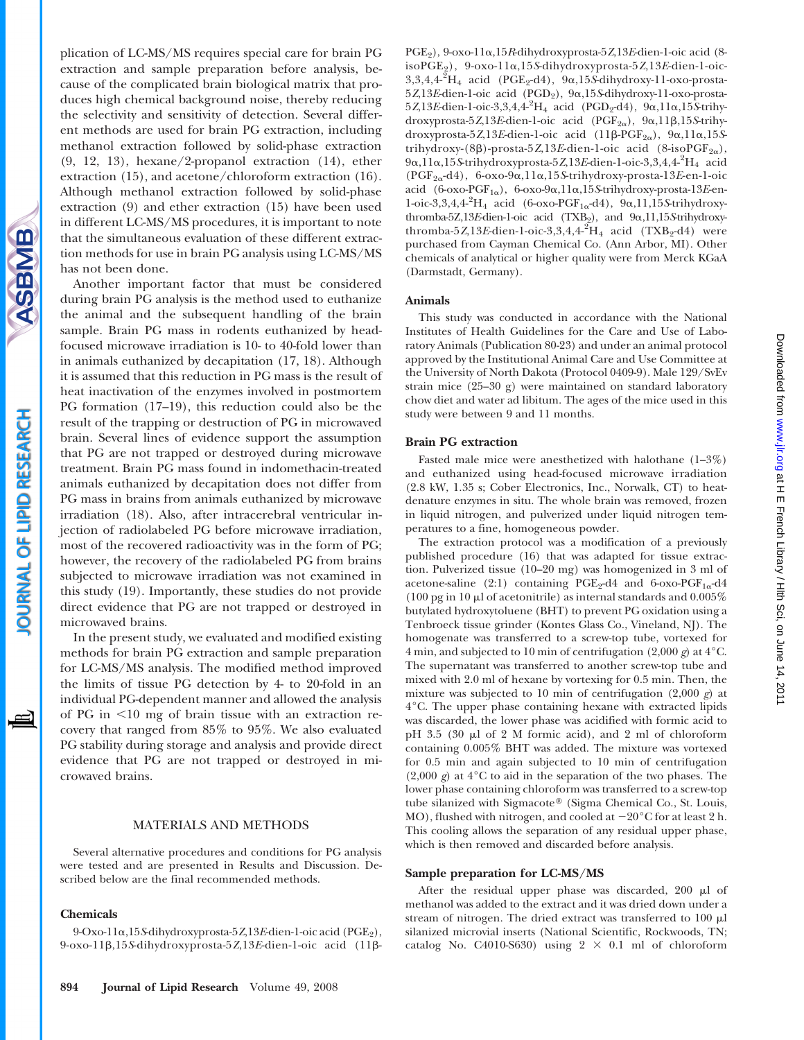plication of LC-MS/MS requires special care for brain PG extraction and sample preparation before analysis, because of the complicated brain biological matrix that produces high chemical background noise, thereby reducing the selectivity and sensitivity of detection. Several different methods are used for brain PG extraction, including methanol extraction followed by solid-phase extraction (9, 12, 13), hexane/2-propanol extraction (14), ether extraction (15), and acetone/chloroform extraction (16). Although methanol extraction followed by solid-phase extraction (9) and ether extraction (15) have been used in different LC-MS/MS procedures, it is important to note that the simultaneous evaluation of these different extraction methods for use in brain PG analysis using LC-MS/MS has not been done.

Another important factor that must be considered during brain PG analysis is the method used to euthanize the animal and the subsequent handling of the brain sample. Brain PG mass in rodents euthanized by head-focused microwave irradiation is 10- to 40-fold lower than in animals euthanized by decapitation (17, 18). Although it is assumed that this reduction in PG mass is the result of heat inactivation of the enzymes involved in postmortem PG formation (17–19), this reduction could also be the result of the trapping or destruction of PG in microwaved brain. Several lines of evidence support the assumption that PG are not trapped or destroyed during microwave treatment. Brain PG mass found in indomethacin-treated animals euthanized by decapitation does not differ from PG mass in brains from animals euthanized by microwave irradiation (18). Also, after intracerebral ventricular injection of radiolabeled PG before microwave irradiation, most of the recovered radioactivity was in the form of PG; however, the recovery of the radiolabeled PG from brains subjected to microwave irradiation was not examined in this study (19). Importantly, these studies do not provide direct evidence that PG are not trapped or destroyed in microwaved brains.

In the present study, we evaluated and modified existing methods for brain PG extraction and sample preparation for LC-MS/MS analysis. The modified method improved the limits of tissue PG detection by 4- to 20-fold in an individual PG-dependent manner and allowed the analysis of PG in <10 mg of brain tissue with an extraction recovery that ranged from 85% to 95%. We also evaluated PG stability during storage and analysis and provide direct evidence that PG are not trapped or destroyed in microwaved brains.

## MATERIALS AND METHODS

Several alternative procedures and conditions for PG analysis were tested and are presented in Results and Discussion. Described below are the final recommended methods.

### Chemicals

9-Oxo-11α,15*S*-dihydroxyprosta-5*Z*,13*E*-dien-1-oic acid ($PGE_2$), 9-oxo-11β,15*S*-dihydroxyprosta-5*Z*,13*E*-dien-1-oic acid (11β-$PGE_2$), 9-oxo-11α,15*R*-dihydroxyprosta-5*Z*,13*E*-dien-1-oic acid (8-iso$PGE_2$), 9-oxo-11α,15*S*-dihydroxyprosta-5*Z*,13*E*-dien-1-oic-3,3,4,4-$^2H_4$ acid ($PGE_2$-d4), 9α,15*S*-dihydroxy-11-oxo-prosta-5*Z*,13*E*-dien-1-oic acid ($PGD_2$), 9α,15*S*-dihydroxy-11-oxo-prosta-5*Z*,13*E*-dien-1-oic-3,3,4,4-$^2H_4$ acid ($PGD_2$-d4), 9α,11α,15*S*-trihydroxyprosta-5*Z*,13*E*-dien-1-oic acid ($PGF_{2\alpha}$), 9α,11β,15*S*-trihydroxyprosta-5*Z*,13*E*-dien-1-oic acid (11β-$PGF_{2\alpha}$), 9α,11α,15*S*-trihydroxy-(8β)-prosta-5*Z*,13*E*-dien-1-oic acid (8-iso$PGF_{2\alpha}$), 9α,11α,15*S*-trihydroxyprosta-5*Z*,13*E*-dien-1-oic-3,3,4,4-$^2H_4$ acid ($PGF_{2\alpha}$-d4), 6-oxo-9α,11α,15*S*-trihydroxy-prosta-13*E*-en-1-oic acid (6-oxo-$PGF_{1\alpha}$), 6-oxo-9α,11α,15*S*-trihydroxy-prosta-13*E*-en-1-oic-3,3,4,4-$^2H_4$ acid (6-oxo-$PGF_{1\alpha}$-d4), 9α,11,15*S*-trihydroxythromba-5*Z*,13*E*-dien-1-oic acid ($TXB_2$), and 9α,11,15*S*-trihydroxythromba-5*Z*,13*E*-dien-1-oic-3,3,4,4-$^2H_4$ acid ($TXB_2$-d4) were purchased from Cayman Chemical Co. (Ann Arbor, MI). Other chemicals of analytical or higher quality were from Merck KGaA (Darmstadt, Germany).

### Animals

This study was conducted in accordance with the National Institutes of Health Guidelines for the Care and Use of Laboratory Animals (Publication 80-23) and under an animal protocol approved by the Institutional Animal Care and Use Committee at the University of North Dakota (Protocol 0409-9). Male 129/SvEv strain mice (25–30 g) were maintained on standard laboratory chow diet and water ad libitum. The ages of the mice used in this study were between 9 and 11 months.

### Brain PG extraction

Fasted male mice were anesthetized with halothane (1–3%) and euthanized using head-focused microwave irradiation (2.8 kW, 1.35 s; Cober Electronics, Inc., Norwalk, CT) to heat-denature enzymes in situ. The whole brain was removed, frozen in liquid nitrogen, and pulverized under liquid nitrogen temperatures to a fine, homogeneous powder.

The extraction protocol was a modification of a previously published procedure (16) that was adapted for tissue extraction. Pulverized tissue (10–20 mg) was homogenized in 3 ml of acetone-saline (2:1) containing $PGE_2$-d4 and 6-oxo-$PGF_{1\alpha}$-d4 (100 pg in 10 μl of acetonitrile) as internal standards and 0.005% butylated hydroxytoluene (BHT) to prevent PG oxidation using a Tenbroeck tissue grinder (Kontes Glass Co., Vineland, NJ). The homogenate was transferred to a screw-top tube, vortexed for 4 min, and subjected to 10 min of centrifugation (2,000 *g*) at 4°C. The supernatant was transferred to another screw-top tube and mixed with 2.0 ml of hexane by vortexing for 0.5 min. Then, the mixture was subjected to 10 min of centrifugation (2,000 *g*) at 4°C. The upper phase containing hexane with extracted lipids was discarded, the lower phase was acidified with formic acid to pH 3.5 (30 μl of 2 M formic acid), and 2 ml of chloroform containing 0.005% BHT was added. The mixture was vortexed for 0.5 min and again subjected to 10 min of centrifugation (2,000 *g*) at 4°C to aid in the separation of the two phases. The lower phase containing chloroform was transferred to a screw-top tube silanized with Sigmacote® (Sigma Chemical Co., St. Louis, MO), flushed with nitrogen, and cooled at −20°C for at least 2 h. This cooling allows the separation of any residual upper phase, which is then removed and discarded before analysis.

### Sample preparation for LC-MS/MS

After the residual upper phase was discarded, 200 μl of methanol was added to the extract and it was dried down under a stream of nitrogen. The dried extract was transferred to 100 μl silanized microvial inserts (National Scientific, Rockwoods, TN; catalog No. C4010-S630) using 2 × 0.1 ml of chloroform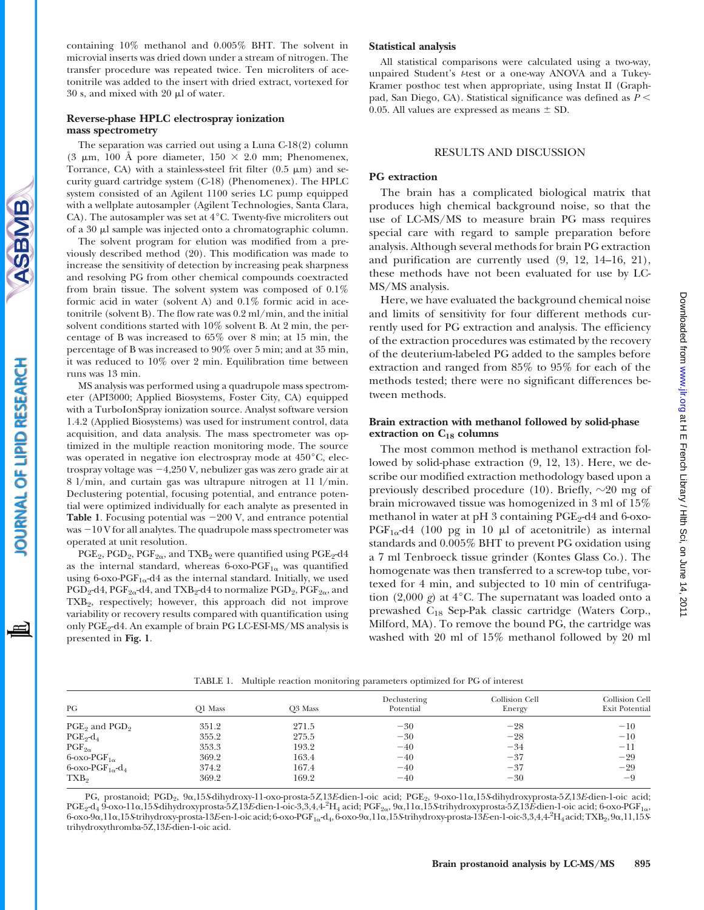containing 10% methanol and 0.005% BHT. The solvent in microvial inserts was dried down under a stream of nitrogen. The transfer procedure was repeated twice. Ten microliters of acetonitrile was added to the insert with dried extract, vortexed for 30 s, and mixed with 20 μl of water.

### Reverse-phase HPLC electrospray ionization mass spectrometry

The separation was carried out using a Luna C-18(2) column (3 μm, 100 Å pore diameter, 150 × 2.0 mm; Phenomenex, Torrance, CA) with a stainless-steel frit filter (0.5 μm) and security guard cartridge system (C-18) (Phenomenex). The HPLC system consisted of an Agilent 1100 series LC pump equipped with a wellplate autosampler (Agilent Technologies, Santa Clara, CA). The autosampler was set at 4°C. Twenty-five microliters out of a 30 μl sample was injected onto a chromatographic column.

The solvent program for elution was modified from a previously described method (20). This modification was made to increase the sensitivity of detection by increasing peak sharpness and resolving PG from other chemical compounds coextracted from brain tissue. The solvent system was composed of 0.1% formic acid in water (solvent A) and 0.1% formic acid in acetonitrile (solvent B). The flow rate was 0.2 ml/min, and the initial solvent conditions started with 10% solvent B. At 2 min, the percentage of B was increased to 65% over 8 min; at 15 min, the percentage of B was increased to 90% over 5 min; and at 35 min, it was reduced to 10% over 2 min. Equilibration time between runs was 13 min.

MS analysis was performed using a quadrupole mass spectrometer (API3000; Applied Biosystems, Foster City, CA) equipped with a TurboIonSpray ionization source. Analyst software version 1.4.2 (Applied Biosystems) was used for instrument control, data acquisition, and data analysis. The mass spectrometer was optimized in the multiple reaction monitoring mode. The source was operated in negative ion electrospray mode at 450°C, electrospray voltage was −4,250 V, nebulizer gas was zero grade air at 8 l/min, and curtain gas was ultrapure nitrogen at 11 l/min. Declustering potential, focusing potential, and entrance potential were optimized individually for each analyte as presented in **Table 1**. Focusing potential was −200 V, and entrance potential was −10 V for all analytes. The quadrupole mass spectrometer was operated at unit resolution.

$PGE_2$, $PGD_2$, $PGF_{2\alpha}$, and $TXB_2$ were quantified using $PGE_2$-d4 as the internal standard, whereas 6-oxo-$PGF_{1\alpha}$ was quantified using 6-oxo-$PGF_{1\alpha}$-d4 as the internal standard. Initially, we used $PGD_2$-d4, $PGF_{2\alpha}$-d4, and $TXB_2$-d4 to normalize $PGD_2$, $PGF_{2\alpha}$, and $TXB_2$, respectively; however, this approach did not improve variability or recovery results compared with quantification using only $PGE_2$-d4. An example of brain PG LC-ESI-MS/MS analysis is presented in **Fig. 1**.

### Statistical analysis

All statistical comparisons were calculated using a two-way, unpaired Student's *t*-test or a one-way ANOVA and a Tukey-Kramer posthoc test when appropriate, using Instat II (Graphpad, San Diego, CA). Statistical significance was defined as $P < 0.05$. All values are expressed as means ± SD.

## RESULTS AND DISCUSSION

### PG extraction

The brain has a complicated biological matrix that produces high chemical background noise, so that the use of LC-MS/MS to measure brain PG mass requires special care with regard to sample preparation before analysis. Although several methods for brain PG extraction and purification are currently used (9, 12, 14–16, 21), these methods have not been evaluated for use by LC-MS/MS analysis.

Here, we have evaluated the background chemical noise and limits of sensitivity for four different methods currently used for PG extraction and analysis. The efficiency of the extraction procedures was estimated by the recovery of the deuterium-labeled PG added to the samples before extraction and ranged from 85% to 95% for each of the methods tested; there were no significant differences between methods.

### Brain extraction with methanol followed by solid-phase extraction on $C_{18}$ columns

The most common method is methanol extraction followed by solid-phase extraction (9, 12, 13). Here, we describe our modified extraction methodology based upon a previously described procedure (10). Briefly, ∼20 mg of brain microwaved tissue was homogenized in 3 ml of 15% methanol in water at pH 3 containing $PGE_2$-d4 and 6-oxo-$PGF_{1\alpha}$-d4 (100 pg in 10 μl of acetonitrile) as internal standards and 0.005% BHT to prevent PG oxidation using a 7 ml Tenbroeck tissue grinder (Kontes Glass Co.). The homogenate was then transferred to a screw-top tube, vortexed for 4 min, and subjected to 10 min of centrifugation (2,000 *g*) at 4°C. The supernatant was loaded onto a prewashed $C_{18}$ Sep-Pak classic cartridge (Waters Corp., Milford, MA). To remove the bound PG, the cartridge was washed with 20 ml of 15% methanol followed by 20 ml

TABLE 1. Multiple reaction monitoring parameters optimized for PG of interest

| PG | Q1 Mass | Q3 Mass | Declustering Potential | Collision Cell Energy | Collision Cell Exit Potential |
|---|---|---|---|---|---|
| $PGE_2$ and $PGD_2$ | 351.2 | 271.5 | −30 | −28 | −10 |
| $PGE_2$-$d_4$ | 355.2 | 275.5 | −30 | −28 | −10 |
| $PGF_{2\alpha}$ | 353.3 | 193.2 | −40 | −34 | −11 |
| 6-oxo-$PGF_{1\alpha}$ | 369.2 | 163.4 | −40 | −37 | −29 |
| 6-oxo-$PGF_{1\alpha}$-$d_4$ | 374.2 | 167.4 | −40 | −37 | −29 |
| $TXB_2$ | 369.2 | 169.2 | −40 | −30 | −9 |

PG, prostanoid; $PGD_2$, 9α,15*S*-dihydroxy-11-oxo-prosta-5*Z*,13*E*-dien-1-oic acid; $PGE_2$, 9-oxo-11α,15*S*-dihydroxyprosta-5*Z*,13*E*-dien-1-oic acid; $PGE_2$-$d_4$ 9-oxo-11α,15*S*-dihydroxyprosta-5*Z*,13*E*-dien-1-oic-3,3,4,4-$^2H_4$ acid; $PGF_{2\alpha}$, 9α,11α,15*S*-trihydroxyprosta-5*Z*,13*E*-dien-1-oic acid; 6-oxo-$PGF_{1\alpha}$, 6-oxo-9α,11α,15*S*-trihydroxy-prosta-13*E*-en-1-oic acid; 6-oxo-$PGF_{1\alpha}$-$d_4$, 6-oxo-9α,11α,15*S*-trihydroxy-prosta-13*E*-en-1-oic-3,3,4,4-$^2H_4$ acid; $TXB_2$, 9α,11,15*S*-trihydroxythromba-5*Z*,13*E*-dien-1-oic acid.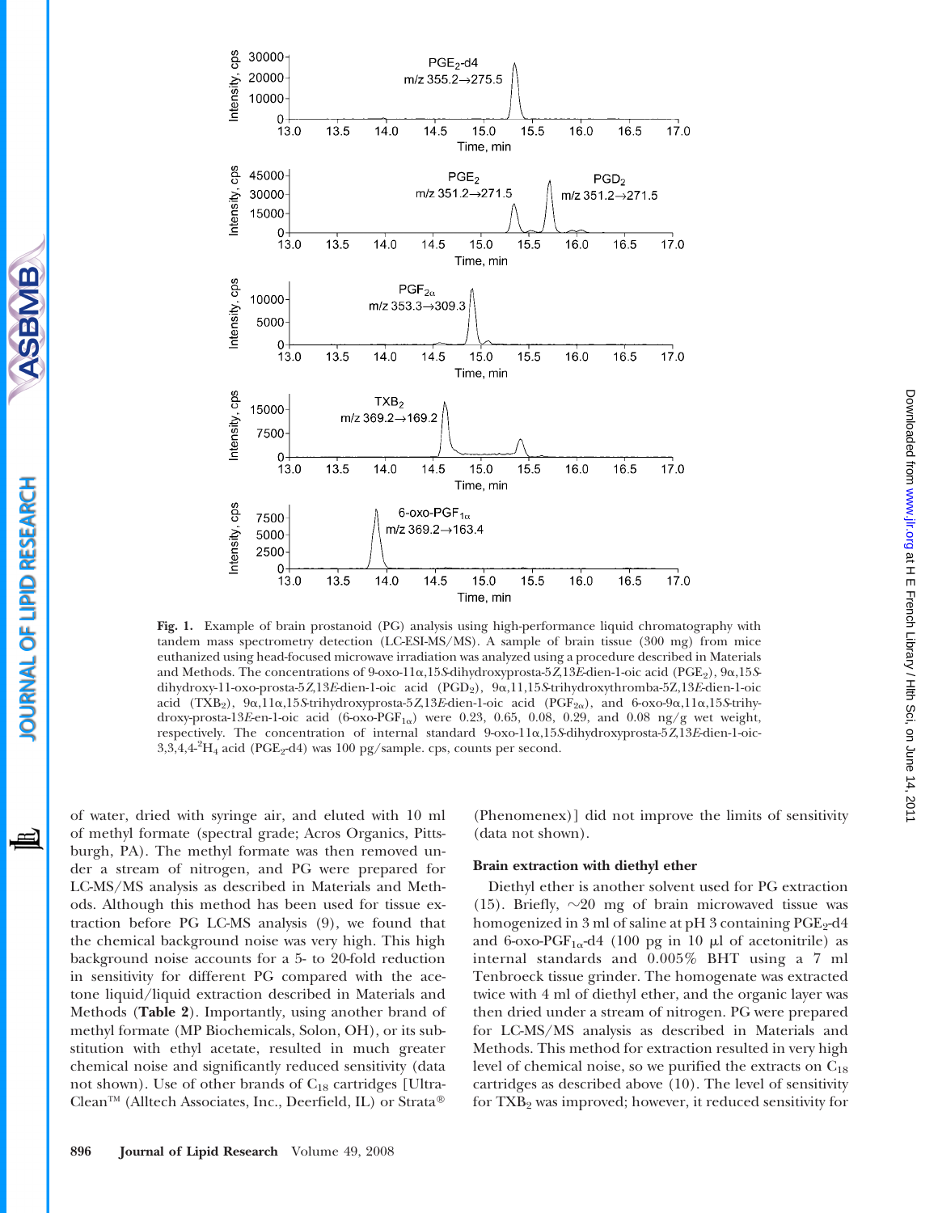Fig. 1. Example of brain prostanoid (PG) analysis using high-performance liquid chromatography with tandem mass spectrometry detection (LC-ESI-MS/MS). A sample of brain tissue (300 mg) from mice euthanized using head-focused microwave irradiation was analyzed using a procedure described in Materials and Methods. The concentrations of 9-oxo-11α,15*S*-dihydroxyprosta-5*Z*,13*E*-dien-1-oic acid ($PGE_2$), 9α,15*S*-dihydroxy-11-oxo-prosta-5*Z*,13*E*-dien-1-oic acid ($PGD_2$), 9α,11,15*S*-trihydroxythromba-5*Z*,13*E*-dien-1-oic acid ($TXB_2$), 9α,11α,15*S*-trihydroxyprosta-5*Z*,13*E*-dien-1-oic acid ($PGF_{2\alpha}$), and 6-oxo-9α,11α,15*S*-trihydroxy-prosta-13*E*-en-1-oic acid (6-oxo-$PGF_{1\alpha}$) were 0.23, 0.65, 0.08, 0.29, and 0.08 ng/g wet weight, respectively. The concentration of internal standard 9-oxo-11α,15*S*-dihydroxyprosta-5*Z*,13*E*-dien-1-oic-3,3,4,4-$^2H_4$ acid ($PGE_2$-d4) was 100 pg/sample. cps, counts per second.

of water, dried with syringe air, and eluted with 10 ml of methyl formate (spectral grade; Acros Organics, Pittsburgh, PA). The methyl formate was then removed under a stream of nitrogen, and PG were prepared for LC-MS/MS analysis as described in Materials and Methods. Although this method has been used for tissue extraction before PG LC-MS analysis (9), we found that the chemical background noise was very high. This high background noise accounts for a 5- to 20-fold reduction in sensitivity for different PG compared with the acetone liquid/liquid extraction described in Materials and Methods (**Table 2**). Importantly, using another brand of methyl formate (MP Biochemicals, Solon, OH), or its substitution with ethyl acetate, resulted in much greater chemical noise and significantly reduced sensitivity (data not shown). Use of other brands of $C_{18}$ cartridges [UltraClean™ (Alltech Associates, Inc., Deerfield, IL) or Strata® (Phenomenex)] did not improve the limits of sensitivity (data not shown).

### Brain extraction with diethyl ether

Diethyl ether is another solvent used for PG extraction (15). Briefly, ~20 mg of brain microwaved tissue was homogenized in 3 ml of saline at pH 3 containing $PGE_2$-d4 and 6-oxo-$PGF_{1\alpha}$-d4 (100 pg in 10 μl of acetonitrile) as internal standards and 0.005% BHT using a 7 ml Tenbroeck tissue grinder. The homogenate was extracted twice with 4 ml of diethyl ether, and the organic layer was then dried under a stream of nitrogen. PG were prepared for LC-MS/MS analysis as described in Materials and Methods. This method for extraction resulted in very high level of chemical noise, so we purified the extracts on $C_{18}$ cartridges as described above (10). The level of sensitivity for $TXB_2$ was improved; however, it reduced sensitivity for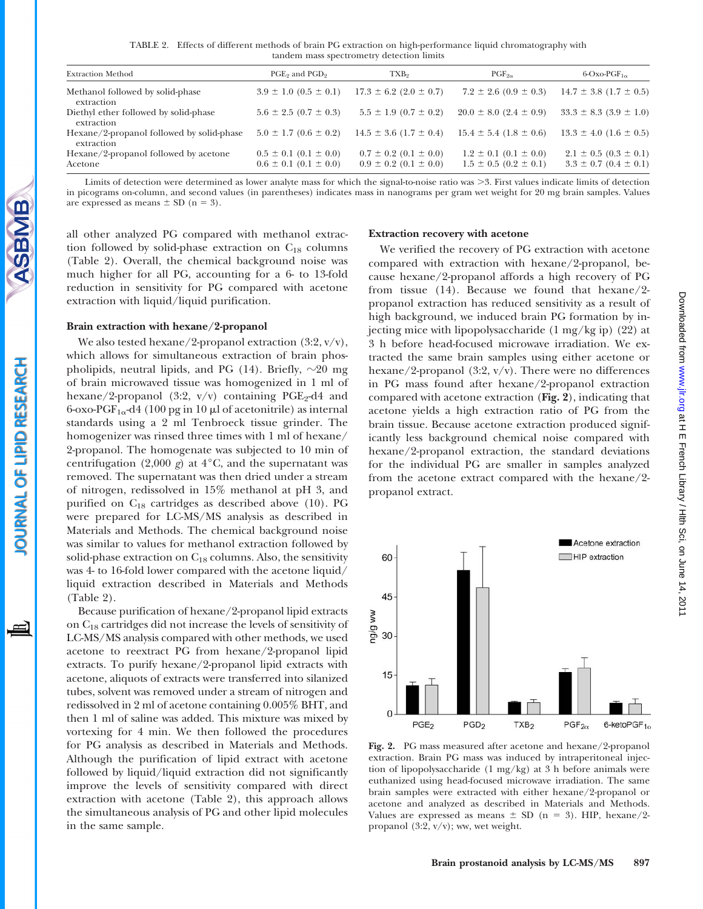TABLE 2. Effects of different methods of brain PG extraction on high-performance liquid chromatography with tandem mass spectrometry detection limits

| Extraction Method | $PGE_2$ and $PGD_2$ | $TXB_2$ | $PGF_{2\alpha}$ | 6-Oxo-$PGF_{1\alpha}$ |
|---|---|---|---|---|
| Methanol followed by solid-phase extraction | 3.9 ± 1.0 (0.5 ± 0.1) | 17.3 ± 6.2 (2.0 ± 0.7) | 7.2 ± 2.6 (0.9 ± 0.3) | 14.7 ± 3.8 (1.7 ± 0.5) |
| Diethyl ether followed by solid-phase extraction | 5.6 ± 2.5 (0.7 ± 0.3) | 5.5 ± 1.9 (0.7 ± 0.2) | 20.0 ± 8.0 (2.4 ± 0.9) | 33.3 ± 8.3 (3.9 ± 1.0) |
| Hexane/2-propanol followed by solid-phase extraction | 5.0 ± 1.7 (0.6 ± 0.2) | 14.5 ± 3.6 (1.7 ± 0.4) | 15.4 ± 5.4 (1.8 ± 0.6) | 13.3 ± 4.0 (1.6 ± 0.5) |
| Hexane/2-propanol followed by acetone | 0.5 ± 0.1 (0.1 ± 0.0) | 0.7 ± 0.2 (0.1 ± 0.0) | 1.2 ± 0.1 (0.1 ± 0.0) | 2.1 ± 0.5 (0.3 ± 0.1) |
| Acetone | 0.6 ± 0.1 (0.1 ± 0.0) | 0.9 ± 0.2 (0.1 ± 0.0) | 1.5 ± 0.5 (0.2 ± 0.1) | 3.3 ± 0.7 (0.4 ± 0.1) |

Limits of detection were determined as lower analyte mass for which the signal-to-noise ratio was >3. First values indicate limits of detection in picograms on-column, and second values (in parentheses) indicates mass in nanograms per gram wet weight for 20 mg brain samples. Values are expressed as means ± SD (n = 3).

all other analyzed PG compared with methanol extraction followed by solid-phase extraction on $C_{18}$ columns (Table 2). Overall, the chemical background noise was much higher for all PG, accounting for a 6- to 13-fold reduction in sensitivity for PG compared with acetone extraction with liquid/liquid purification.

### Brain extraction with hexane/2-propanol

We also tested hexane/2-propanol extraction (3:2, v/v), which allows for simultaneous extraction of brain phospholipids, neutral lipids, and PG (14). Briefly, ~20 mg of brain microwaved tissue was homogenized in 1 ml of hexane/2-propanol (3:2, v/v) containing $PGE_2$-d4 and 6-oxo-$PGF_{1\alpha}$-d4 (100 pg in 10 μl of acetonitrile) as internal standards using a 2 ml Tenbroeck tissue grinder. The homogenizer was rinsed three times with 1 ml of hexane/2-propanol. The homogenate was subjected to 10 min of centrifugation (2,000 *g*) at 4°C, and the supernatant was removed. The supernatant was then dried under a stream of nitrogen, redissolved in 15% methanol at pH 3, and purified on $C_{18}$ cartridges as described above (10). PG were prepared for LC-MS/MS analysis as described in Materials and Methods. The chemical background noise was similar to values for methanol extraction followed by solid-phase extraction on $C_{18}$ columns. Also, the sensitivity was 4- to 16-fold lower compared with the acetone liquid/liquid extraction described in Materials and Methods (Table 2).

Because purification of hexane/2-propanol lipid extracts on $C_{18}$ cartridges did not increase the levels of sensitivity of LC-MS/MS analysis compared with other methods, we used acetone to reextract PG from hexane/2-propanol lipid extracts. To purify hexane/2-propanol lipid extracts with acetone, aliquots of extracts were transferred into silanized tubes, solvent was removed under a stream of nitrogen and redissolved in 2 ml of acetone containing 0.005% BHT, and then 1 ml of saline was added. This mixture was mixed by vortexing for 4 min. We then followed the procedures for PG analysis as described in Materials and Methods. Although the purification of lipid extract with acetone followed by liquid/liquid extraction did not significantly improve the levels of sensitivity compared with direct extraction with acetone (Table 2), this approach allows the simultaneous analysis of PG and other lipid molecules in the same sample.

### Extraction recovery with acetone

We verified the recovery of PG extraction with acetone compared with extraction with hexane/2-propanol, because hexane/2-propanol affords a high recovery of PG from tissue (14). Because we found that hexane/2-propanol extraction has reduced sensitivity as a result of high background, we induced brain PG formation by injecting mice with lipopolysaccharide (1 mg/kg ip) (22) at 3 h before head-focused microwave irradiation. We extracted the same brain samples using either acetone or hexane/2-propanol (3:2, v/v). There were no differences in PG mass found after hexane/2-propanol extraction compared with acetone extraction (**Fig. 2**), indicating that acetone yields a high extraction ratio of PG from the brain tissue. Because acetone extraction produced significantly less background chemical noise compared with hexane/2-propanol extraction, the standard deviations for the individual PG are smaller in samples analyzed from the acetone extract compared with the hexane/2-propanol extract.

**Fig. 2.** PG mass measured after acetone and hexane/2-propanol extraction. Brain PG mass was induced by intraperitoneal injection of lipopolysaccharide (1 mg/kg) at 3 h before animals were euthanized using head-focused microwave irradiation. The same brain samples were extracted with either hexane/2-propanol or acetone and analyzed as described in Materials and Methods. Values are expressed as means ± SD (n = 3). HIP, hexane/2-propanol (3:2, v/v); ww, wet weight.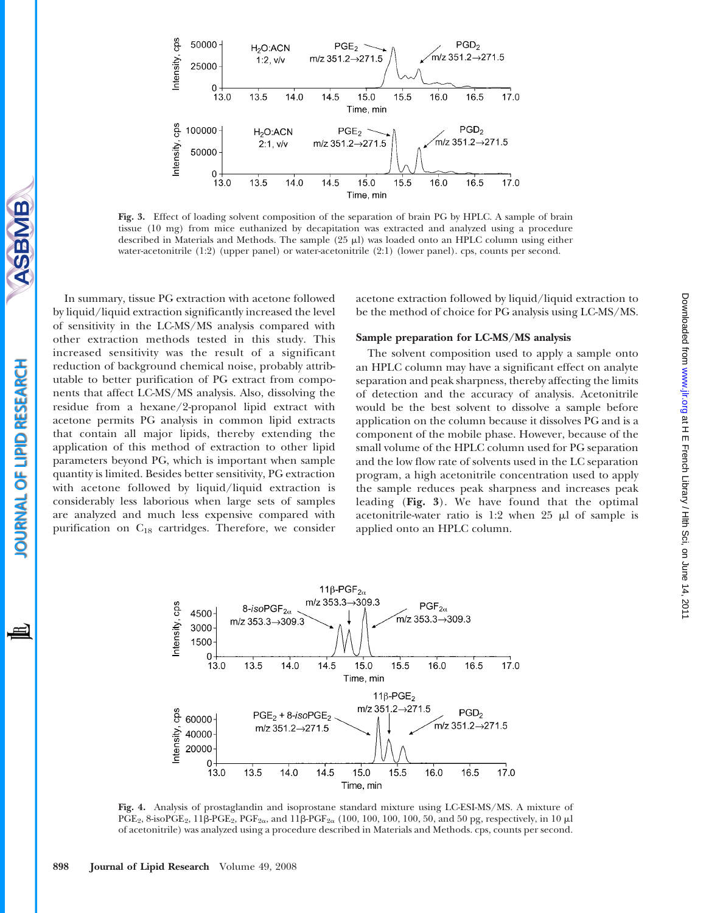Fig. 3. Effect of loading solvent composition of the separation of brain PG by HPLC. A sample of brain tissue (10 mg) from mice euthanized by decapitation was extracted and analyzed using a procedure described in Materials and Methods. The sample (25 μl) was loaded onto an HPLC column using either water-acetonitrile (1:2) (upper panel) or water-acetonitrile (2:1) (lower panel). cps, counts per second.

In summary, tissue PG extraction with acetone followed by liquid/liquid extraction significantly increased the level of sensitivity in the LC-MS/MS analysis compared with other extraction methods tested in this study. This increased sensitivity was the result of a significant reduction of background chemical noise, probably attributable to better purification of PG extract from components that affect LC-MS/MS analysis. Also, dissolving the residue from a hexane/2-propanol lipid extract with acetone permits PG analysis in common lipid extracts that contain all major lipids, thereby extending the application of this method of extraction to other lipid parameters beyond PG, which is important when sample quantity is limited. Besides better sensitivity, PG extraction with acetone followed by liquid/liquid extraction is considerably less laborious when large sets of samples are analyzed and much less expensive compared with purification on $C_{18}$ cartridges. Therefore, we consider acetone extraction followed by liquid/liquid extraction to be the method of choice for PG analysis using LC-MS/MS.

### Sample preparation for LC-MS/MS analysis

The solvent composition used to apply a sample onto an HPLC column may have a significant effect on analyte separation and peak sharpness, thereby affecting the limits of detection and the accuracy of analysis. Acetonitrile would be the best solvent to dissolve a sample before application on the column because it dissolves PG and is a component of the mobile phase. However, because of the small volume of the HPLC column used for PG separation and the low flow rate of solvents used in the LC separation program, a high acetonitrile concentration used to apply the sample reduces peak sharpness and increases peak leading (**Fig. 3**). We have found that the optimal acetonitrile-water ratio is 1:2 when 25 μl of sample is applied onto an HPLC column.

Fig. 4. Analysis of prostaglandin and isoprostane standard mixture using LC-ESI-MS/MS. A mixture of $PGE_2$, 8-iso$PGE_2$, 11β-$PGE_2$, $PGF_{2\alpha}$, and 11β-$PGF_{2\alpha}$ (100, 100, 100, 100, 50, and 50 pg, respectively, in 10 μl of acetonitrile) was analyzed using a procedure described in Materials and Methods. cps, counts per second.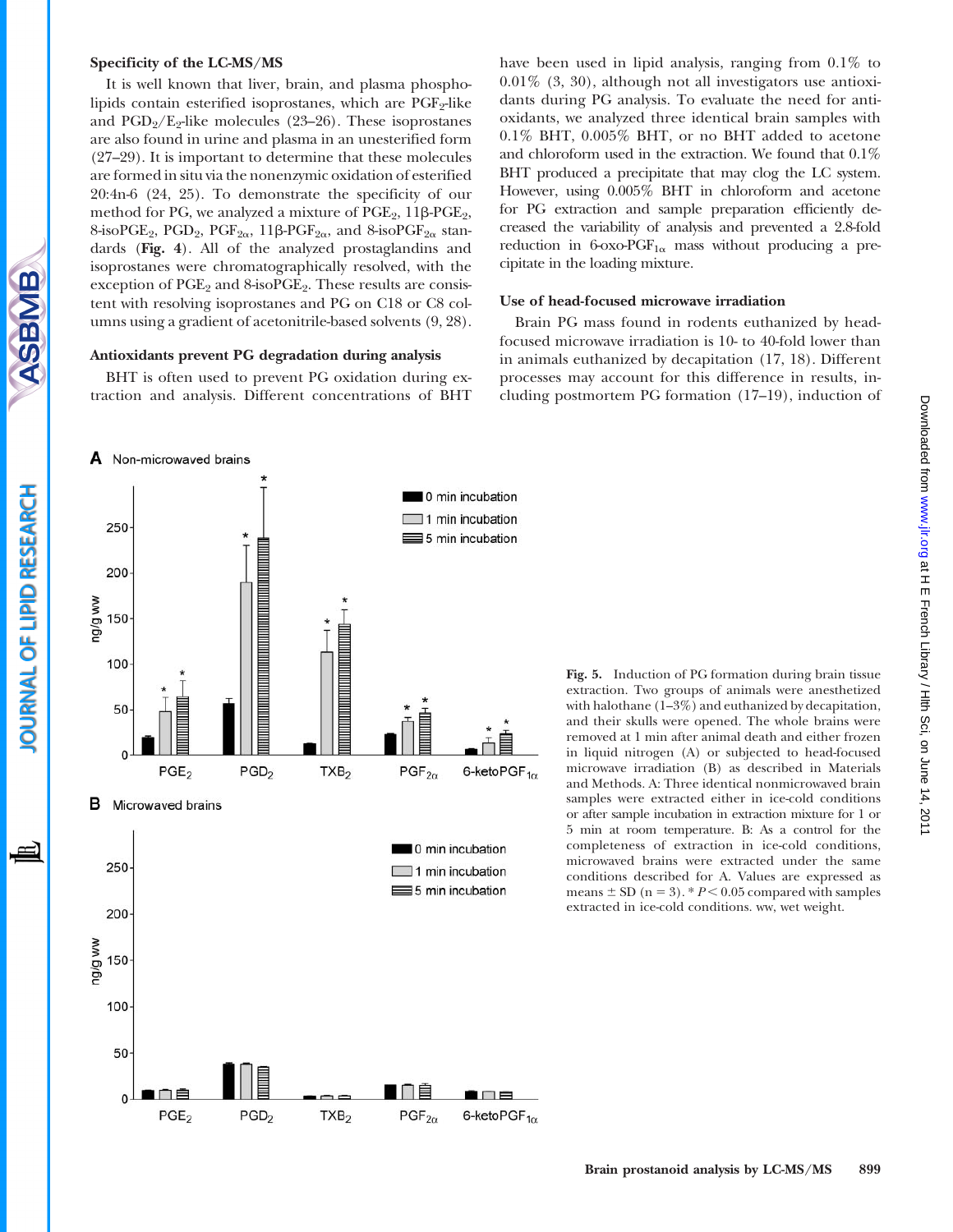### Specificity of the LC-MS/MS

It is well known that liver, brain, and plasma phospholipids contain esterified isoprostanes, which are $PGF_2$-like and $PGD_2/E_2$-like molecules (23–26). These isoprostanes are also found in urine and plasma in an unesterified form (27–29). It is important to determine that these molecules are formed in situ via the nonenzymic oxidation of esterified 20:4n-6 (24, 25). To demonstrate the specificity of our method for PG, we analyzed a mixture of $PGE_2$, 11β-$PGE_2$, 8-iso$PGE_2$, $PGD_2$, $PGF_{2\alpha}$, 11β-$PGF_{2\alpha}$, and 8-iso$PGF_{2\alpha}$ standards (**Fig. 4**). All of the analyzed prostaglandins and isoprostanes were chromatographically resolved, with the exception of $PGE_2$ and 8-iso$PGE_2$. These results are consistent with resolving isoprostanes and PG on C18 or C8 columns using a gradient of acetonitrile-based solvents (9, 28).

### Antioxidants prevent PG degradation during analysis

BHT is often used to prevent PG oxidation during extraction and analysis. Different concentrations of BHT have been used in lipid analysis, ranging from 0.1% to 0.01% (3, 30), although not all investigators use antioxidants during PG analysis. To evaluate the need for antioxidants, we analyzed three identical brain samples with 0.1% BHT, 0.005% BHT, or no BHT added to acetone and chloroform used in the extraction. We found that 0.1% BHT produced a precipitate that may clog the LC system. However, using 0.005% BHT in chloroform and acetone for PG extraction and sample preparation efficiently decreased the variability of analysis and prevented a 2.8-fold reduction in 6-oxo-$PGF_{1\alpha}$ mass without producing a precipitate in the loading mixture.

### Use of head-focused microwave irradiation

Brain PG mass found in rodents euthanized by head-focused microwave irradiation is 10- to 40-fold lower than in animals euthanized by decapitation (17, 18). Different processes may account for this difference in results, including postmortem PG formation (17–19), induction of

**Fig. 5.** Induction of PG formation during brain tissue extraction. Two groups of animals were anesthetized with halothane (1–3%) and euthanized by decapitation, and their skulls were opened. The whole brains were removed at 1 min after animal death and either frozen in liquid nitrogen (A) or subjected to head-focused microwave irradiation (B) as described in Materials and Methods. A: Three identical nonmicrowaved brain samples were extracted either in ice-cold conditions or after sample incubation in extraction mixture for 1 or 5 min at room temperature. B: As a control for the completeness of extraction in ice-cold conditions, microwaved brains were extracted under the same conditions described for A. Values are expressed as means ± SD (n = 3). * $P < 0.05$ compared with samples extracted in ice-cold conditions. ww, wet weight.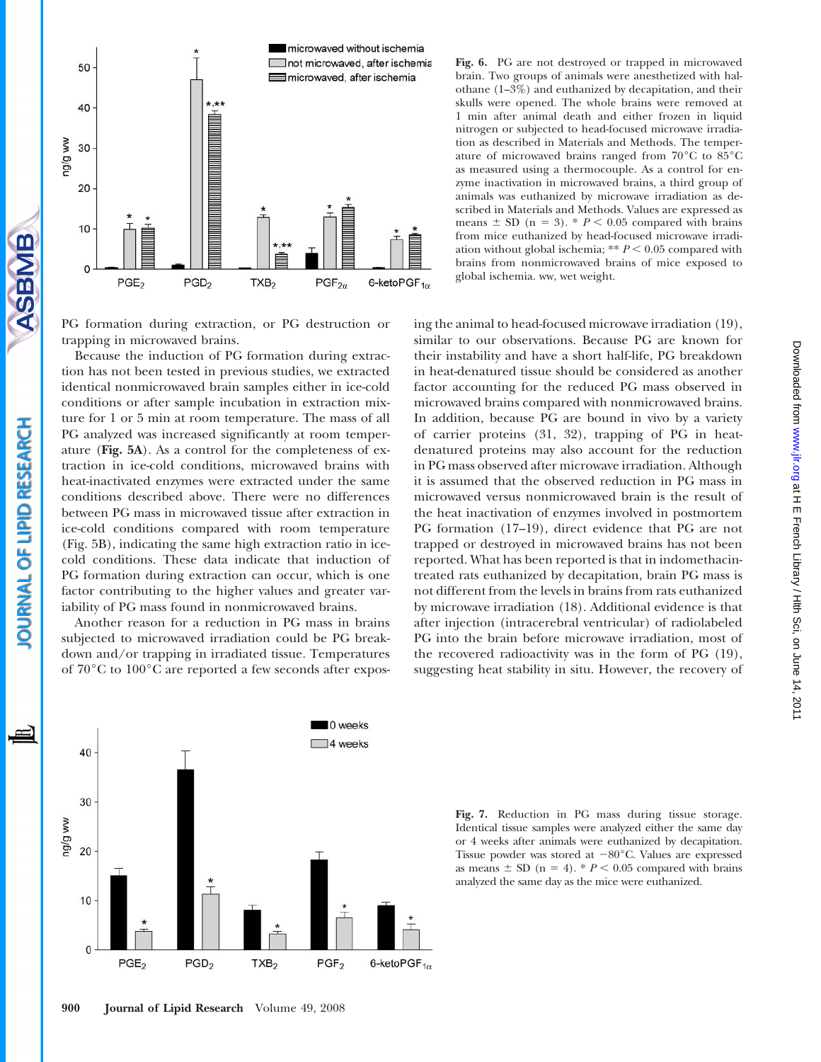Fig. 6. PG are not destroyed or trapped in microwaved brain. Two groups of animals were anesthetized with halothane (1–3%) and euthanized by decapitation, and their skulls were opened. The whole brains were removed at 1 min after animal death and either frozen in liquid nitrogen or subjected to head-focused microwave irradiation as described in Materials and Methods. The temperature of microwaved brains ranged from 70°C to 85°C as measured using a thermocouple. As a control for enzyme inactivation in microwaved brains, a third group of animals was euthanized by microwave irradiation as described in Materials and Methods. Values are expressed as means ± SD (n = 3). * $P < 0.05$ compared with brains from mice euthanized by head-focused microwave irradiation without global ischemia; ** $P < 0.05$ compared with brains from nonmicrowaved brains of mice exposed to global ischemia. ww, wet weight.

PG formation during extraction, or PG destruction or trapping in microwaved brains.

Because the induction of PG formation during extraction has not been tested in previous studies, we extracted identical nonmicrowaved brain samples either in ice-cold conditions or after sample incubation in extraction mixture for 1 or 5 min at room temperature. The mass of all PG analyzed was increased significantly at room temperature (**Fig. 5A**). As a control for the completeness of extraction in ice-cold conditions, microwaved brains with heat-inactivated enzymes were extracted under the same conditions described above. There were no differences between PG mass in microwaved tissue after extraction in ice-cold conditions compared with room temperature (Fig. 5B), indicating the same high extraction ratio in ice-cold conditions. These data indicate that induction of PG formation during extraction can occur, which is one factor contributing to the higher values and greater variability of PG mass found in nonmicrowaved brains.

Another reason for a reduction in PG mass in brains subjected to microwaved irradiation could be PG breakdown and/or trapping in irradiated tissue. Temperatures of 70°C to 100°C are reported a few seconds after exposing the animal to head-focused microwave irradiation (19), similar to our observations. Because PG are known for their instability and have a short half-life, PG breakdown in heat-denatured tissue should be considered as another factor accounting for the reduced PG mass observed in microwaved brains compared with nonmicrowaved brains. In addition, because PG are bound in vivo by a variety of carrier proteins (31, 32), trapping of PG in heat-denatured proteins may also account for the reduction in PG mass observed after microwave irradiation. Although it is assumed that the observed reduction in PG mass in microwaved versus nonmicrowaved brain is the result of the heat inactivation of enzymes involved in postmortem PG formation (17–19), direct evidence that PG are not trapped or destroyed in microwaved brains has not been reported. What has been reported is that in indomethacin-treated rats euthanized by decapitation, brain PG mass is not different from the levels in brains from rats euthanized by microwave irradiation (18). Additional evidence is that after injection (intracerebral ventricular) of radiolabeled PG into the brain before microwave irradiation, most of the recovered radioactivity was in the form of PG (19), suggesting heat stability in situ. However, the recovery of

Fig. 7. Reduction in PG mass during tissue storage. Identical tissue samples were analyzed either the same day or 4 weeks after animals were euthanized by decapitation. Tissue powder was stored at −80°C. Values are expressed as means ± SD (n = 4). * $P < 0.05$ compared with brains analyzed the same day as the mice were euthanized.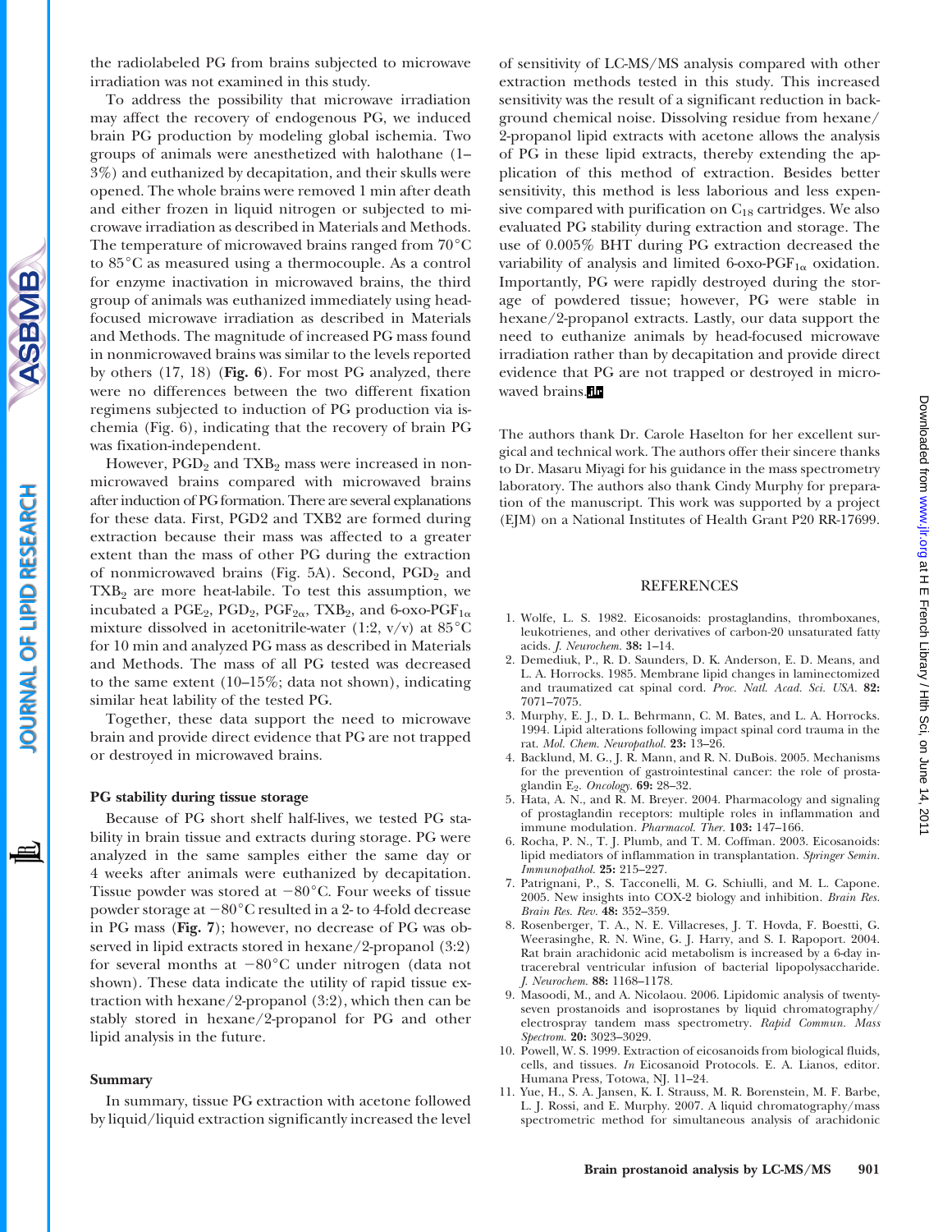the radiolabeled PG from brains subjected to microwave irradiation was not examined in this study.

To address the possibility that microwave irradiation may affect the recovery of endogenous PG, we induced brain PG production by modeling global ischemia. Two groups of animals were anesthetized with halothane (1–3%) and euthanized by decapitation, and their skulls were opened. The whole brains were removed 1 min after death and either frozen in liquid nitrogen or subjected to microwave irradiation as described in Materials and Methods. The temperature of microwaved brains ranged from 70°C to 85°C as measured using a thermocouple. As a control for enzyme inactivation in microwaved brains, the third group of animals was euthanized immediately using head-focused microwave irradiation as described in Materials and Methods. The magnitude of increased PG mass found in nonmicrowaved brains was similar to the levels reported by others (17, 18) (**Fig. 6**). For most PG analyzed, there were no differences between the two different fixation regimens subjected to induction of PG production via ischemia (Fig. 6), indicating that the recovery of brain PG was fixation-independent.

However, $PGD_2$ and $TXB_2$ mass were increased in nonmicrowaved brains compared with microwaved brains after induction of PG formation. There are several explanations for these data. First, PGD2 and TXB2 are formed during extraction because their mass was affected to a greater extent than the mass of other PG during the extraction of nonmicrowaved brains (Fig. 5A). Second, $PGD_2$ and $TXB_2$ are more heat-labile. To test this assumption, we incubated a $PGE_2$, $PGD_2$, $PGF_{2\alpha}$, $TXB_2$, and 6-oxo-$PGF_{1\alpha}$ mixture dissolved in acetonitrile-water (1:2, v/v) at 85°C for 10 min and analyzed PG mass as described in Materials and Methods. The mass of all PG tested was decreased to the same extent (10–15%; data not shown), indicating similar heat lability of the tested PG.

Together, these data support the need to microwave brain and provide direct evidence that PG are not trapped or destroyed in microwaved brains.

### PG stability during tissue storage

Because of PG short shelf half-lives, we tested PG stability in brain tissue and extracts during storage. PG were analyzed in the same samples either the same day or 4 weeks after animals were euthanized by decapitation. Tissue powder was stored at −80°C. Four weeks of tissue powder storage at −80°C resulted in a 2- to 4-fold decrease in PG mass (**Fig. 7**); however, no decrease of PG was observed in lipid extracts stored in hexane/2-propanol (3:2) for several months at −80°C under nitrogen (data not shown). These data indicate the utility of rapid tissue extraction with hexane/2-propanol (3:2), which then can be stably stored in hexane/2-propanol for PG and other lipid analysis in the future.

### Summary

In summary, tissue PG extraction with acetone followed by liquid/liquid extraction significantly increased the level of sensitivity of LC-MS/MS analysis compared with other extraction methods tested in this study. This increased sensitivity was the result of a significant reduction in background chemical noise. Dissolving residue from hexane/2-propanol lipid extracts with acetone allows the analysis of PG in these lipid extracts, thereby extending the application of this method of extraction. Besides better sensitivity, this method is less laborious and less expensive compared with purification on $C_{18}$ cartridges. We also evaluated PG stability during extraction and storage. The use of 0.005% BHT during PG extraction decreased the variability of analysis and limited 6-oxo-$PGF_{1\alpha}$ oxidation. Importantly, PG were rapidly destroyed during the storage of powdered tissue; however, PG were stable in hexane/2-propanol extracts. Lastly, our data support the need to euthanize animals by head-focused microwave irradiation rather than by decapitation and provide direct evidence that PG are not trapped or destroyed in microwaved brains.

The authors thank Dr. Carole Haselton for her excellent surgical and technical work. The authors offer their sincere thanks to Dr. Masaru Miyagi for his guidance in the mass spectrometry laboratory. The authors also thank Cindy Murphy for preparation of the manuscript. This work was supported by a project (EJM) on a National Institutes of Health Grant P20 RR-17699.

## REFERENCES

1. Wolfe, L. S. 1982. Eicosanoids: prostaglandins, thromboxanes, leukotrienes, and other derivatives of carbon-20 unsaturated fatty acids. *J. Neurochem.* **38:** 1–14.
2. Demediuk, P., R. D. Saunders, D. K. Anderson, E. D. Means, and L. A. Horrocks. 1985. Membrane lipid changes in laminectomized and traumatized cat spinal cord. *Proc. Natl. Acad. Sci. USA.* **82:** 7071–7075.
3. Murphy, E. J., D. L. Behrmann, C. M. Bates, and L. A. Horrocks. 1994. Lipid alterations following impact spinal cord trauma in the rat. *Mol. Chem. Neuropathol.* **23:** 13–26.
4. Backlund, M. G., J. R. Mann, and R. N. DuBois. 2005. Mechanisms for the prevention of gastrointestinal cancer: the role of prostaglandin $E_2$. *Oncology.* **69:** 28–32.
5. Hata, A. N., and R. M. Breyer. 2004. Pharmacology and signaling of prostaglandin receptors: multiple roles in inflammation and immune modulation. *Pharmacol. Ther.* **103:** 147–166.
6. Rocha, P. N., T. J. Plumb, and T. M. Coffman. 2003. Eicosanoids: lipid mediators of inflammation in transplantation. *Springer Semin. Immunopathol.* **25:** 215–227.
7. Patrignani, P., S. Tacconelli, M. G. Schiulli, and M. L. Capone. 2005. New insights into COX-2 biology and inhibition. *Brain Res. Brain Res. Rev.* **48:** 352–359.
8. Rosenberger, T. A., N. E. Villacreses, J. T. Hovda, F. Boestti, G. Weerasinghe, R. N. Wine, G. J. Harry, and S. I. Rapoport. 2004. Rat brain arachidonic acid metabolism is increased by a 6-day intracerebral ventricular infusion of bacterial lipopolysaccharide. *J. Neurochem.* **88:** 1168–1178.
9. Masoodi, M., and A. Nicolaou. 2006. Lipidomic analysis of twenty-seven prostanoids and isoprostanes by liquid chromatography/electrospray tandem mass spectrometry. *Rapid Commun. Mass Spectrom.* **20:** 3023–3029.
10. Powell, W. S. 1999. Extraction of eicosanoids from biological fluids, cells, and tissues. *In* Eicosanoid Protocols. E. A. Lianos, editor. Humana Press, Totowa, NJ. 11–24.
11. Yue, H., S. A. Jansen, K. I. Strauss, M. R. Borenstein, M. F. Barbe, L. J. Rossi, and E. Murphy. 2007. A liquid chromatography/mass spectrometric method for simultaneous analysis of arachidonic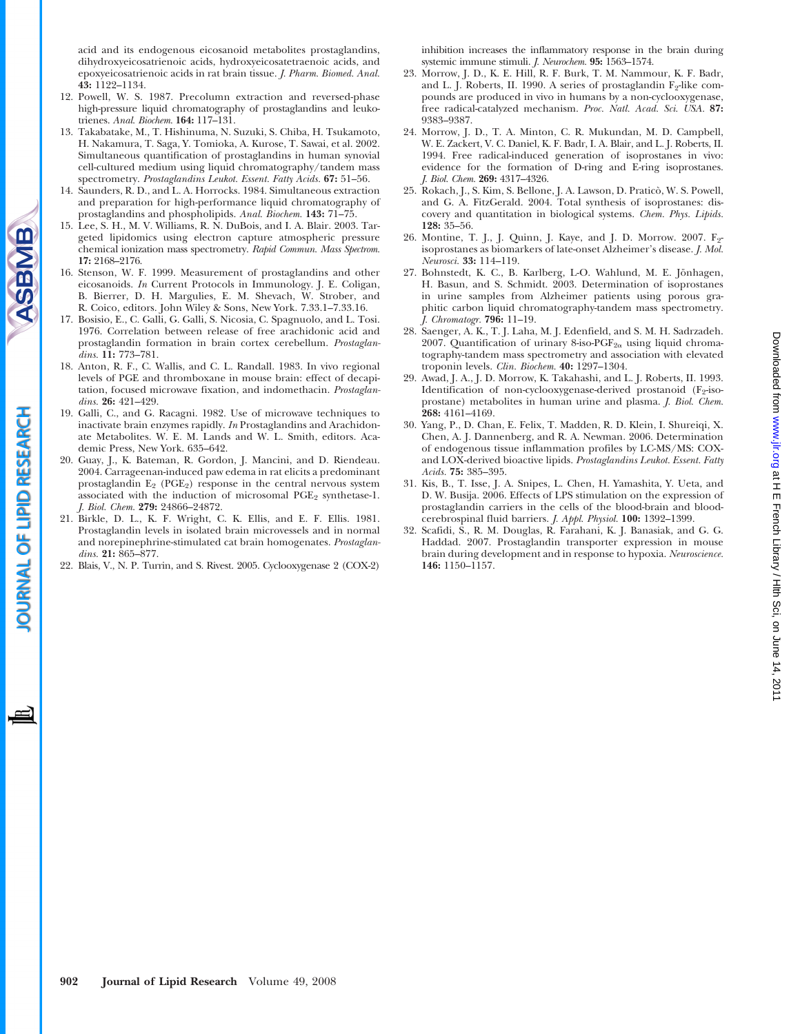acid and its endogenous eicosanoid metabolites prostaglandins, dihydroxyeicosatrienoic acids, hydroxyeicosatetraenoic acids, and epoxyeicosatrienoic acids in rat brain tissue. *J. Pharm. Biomed. Anal.* **43:** 1122–1134.

12. Powell, W. S. 1987. Precolumn extraction and reversed-phase high-pressure liquid chromatography of prostaglandins and leukotrienes. *Anal. Biochem.* **164:** 117–131.
13. Takabatake, M., T. Hishinuma, N. Suzuki, S. Chiba, H. Tsukamoto, H. Nakamura, T. Saga, Y. Tomioka, A. Kurose, T. Sawai, et al. 2002. Simultaneous quantification of prostaglandins in human synovial cell-cultured medium using liquid chromatography/tandem mass spectrometry. *Prostaglandins Leukot. Essent. Fatty Acids.* **67:** 51–56.
14. Saunders, R. D., and L. A. Horrocks. 1984. Simultaneous extraction and preparation for high-performance liquid chromatography of prostaglandins and phospholipids. *Anal. Biochem.* **143:** 71–75.
15. Lee, S. H., M. V. Williams, R. N. DuBois, and I. A. Blair. 2003. Targeted lipidomics using electron capture atmospheric pressure chemical ionization mass spectrometry. *Rapid Commun. Mass Spectrom.* **17:** 2168–2176.
16. Stenson, W. F. 1999. Measurement of prostaglandins and other eicosanoids. *In* Current Protocols in Immunology. J. E. Coligan, B. Bierrer, D. H. Margulies, E. M. Shevach, W. Strober, and R. Coico, editors. John Wiley & Sons, New York. 7.33.1–7.33.16.
17. Bosisio, E., C. Galli, G. Galli, S. Nicosia, C. Spagnuolo, and L. Tosi. 1976. Correlation between release of free arachidonic acid and prostaglandin formation in brain cortex cerebellum. *Prostaglandins.* **11:** 773–781.
18. Anton, R. F., C. Wallis, and C. L. Randall. 1983. In vivo regional levels of PGE and thromboxane in mouse brain: effect of decapitation, focused microwave fixation, and indomethacin. *Prostaglandins.* **26:** 421–429.
19. Galli, C., and G. Racagni. 1982. Use of microwave techniques to inactivate brain enzymes rapidly. *In* Prostaglandins and Arachidonate Metabolites. W. E. M. Lands and W. L. Smith, editors. Academic Press, New York. 635–642.
20. Guay, J., K. Bateman, R. Gordon, J. Mancini, and D. Riendeau. 2004. Carrageenan-induced paw edema in rat elicits a predominant prostaglandin $E_2$ ($PGE_2$) response in the central nervous system associated with the induction of microsomal $PGE_2$ synthetase-1. *J. Biol. Chem.* **279:** 24866–24872.
21. Birkle, D. L., K. F. Wright, C. K. Ellis, and E. F. Ellis. 1981. Prostaglandin levels in isolated brain microvessels and in normal and norepinephrine-stimulated cat brain homogenates. *Prostaglandins.* **21:** 865–877.
22. Blais, V., N. P. Turrin, and S. Rivest. 2005. Cyclooxygenase 2 (COX-2) inhibition increases the inflammatory response in the brain during systemic immune stimuli. *J. Neurochem.* **95:** 1563–1574.
23. Morrow, J. D., K. E. Hill, R. F. Burk, T. M. Nammour, K. F. Badr, and L. J. Roberts, II. 1990. A series of prostaglandin $F_2$-like compounds are produced in vivo in humans by a non-cyclooxygenase, free radical-catalyzed mechanism. *Proc. Natl. Acad. Sci. USA.* **87:** 9383–9387.
24. Morrow, J. D., T. A. Minton, C. R. Mukundan, M. D. Campbell, W. E. Zackert, V. C. Daniel, K. F. Badr, I. A. Blair, and L. J. Roberts, II. 1994. Free radical-induced generation of isoprostanes in vivo: evidence for the formation of D-ring and E-ring isoprostanes. *J. Biol. Chem.* **269:** 4317–4326.
25. Rokach, J., S. Kim, S. Bellone, J. A. Lawson, D. Praticò, W. S. Powell, and G. A. FitzGerald. 2004. Total synthesis of isoprostanes: discovery and quantitation in biological systems. *Chem. Phys. Lipids.* **128:** 35–56.
26. Montine, T. J., J. Quinn, J. Kaye, and J. D. Morrow. 2007. $F_2$-isoprostanes as biomarkers of late-onset Alzheimer's disease. *J. Mol. Neurosci.* **33:** 114–119.
27. Bohnstedt, K. C., B. Karlberg, L-O. Wahlund, M. E. Jönhagen, H. Basun, and S. Schmidt. 2003. Determination of isoprostanes in urine samples from Alzheimer patients using porous graphitic carbon liquid chromatography-tandem mass spectrometry. *J. Chromatogr.* **796:** 11–19.
28. Saenger, A. K., T. J. Laha, M. J. Edenfield, and S. M. H. Sadrzadeh. 2007. Quantification of urinary 8-iso-$PGF_{2\alpha}$ using liquid chromatography-tandem mass spectrometry and association with elevated troponin levels. *Clin. Biochem.* **40:** 1297–1304.
29. Awad, J. A., J. D. Morrow, K. Takahashi, and L. J. Roberts, II. 1993. Identification of non-cyclooxygenase-derived prostanoid ($F_2$-isoprostane) metabolites in human urine and plasma. *J. Biol. Chem.* **268:** 4161–4169.
30. Yang, P., D. Chan, E. Felix, T. Madden, R. D. Klein, I. Shureiqi, X. Chen, A. J. Dannenberg, and R. A. Newman. 2006. Determination of endogenous tissue inflammation profiles by LC-MS/MS: COX- and LOX-derived bioactive lipids. *Prostaglandins Leukot. Essent. Fatty Acids.* **75:** 385–395.
31. Kis, B., T. Isse, J. A. Snipes, L. Chen, H. Yamashita, Y. Ueta, and D. W. Busija. 2006. Effects of LPS stimulation on the expression of prostaglandin carriers in the cells of the blood-brain and blood-cerebrospinal fluid barriers. *J. Appl. Physiol.* **100:** 1392–1399.
32. Scafidi, S., R. M. Douglas, R. Farahani, K. J. Banasiak, and G. G. Haddad. 2007. Prostaglandin transporter expression in mouse brain during development and in response to hypoxia. *Neuroscience.* **146:** 1150–1157.